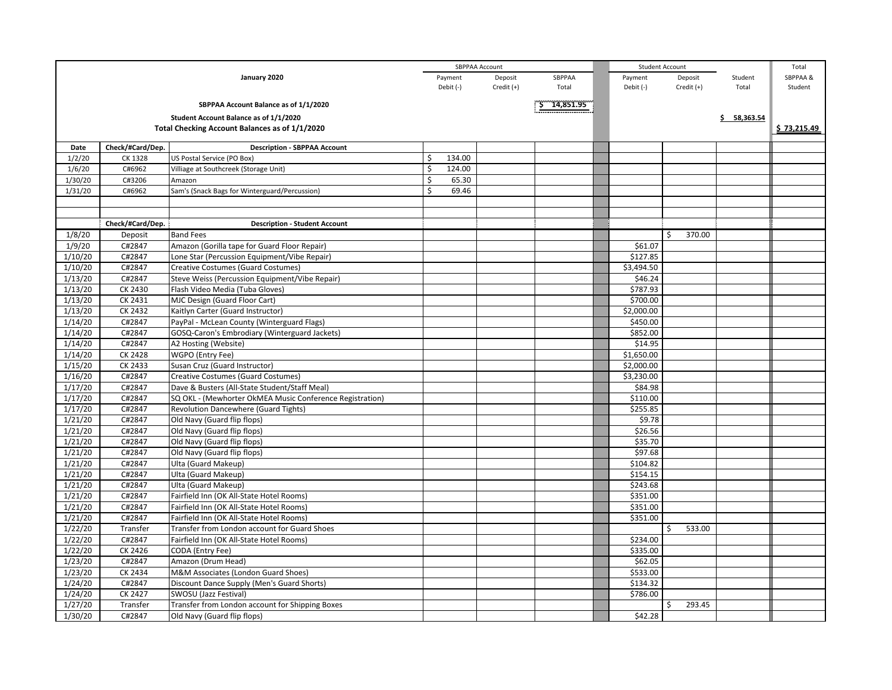| | | January 2020 | SBPPAA Account | | | | Student Account | | | Total |
|---|---|---|---|---|---|---|---|---|---|---|
| | | | Payment Debit (-) | Deposit Credit (+) | SBPPAA Total | | Payment Debit (-) | Deposit Credit (+) | Student Total | SBPPAA & Student |
| | | SBPPAA Account Balance as of 1/1/2020 | | | $ 14,851.95 | | | | | |
| | | Student Account Balance as of 1/1/2020 | | | | | | | $ 58,363.54 | |
| | | Total Checking Account Balances as of 1/1/2020 | | | | | | | | $ 73,215.49 |
| **Date** | **Check/#Card/Dep.** | **Description - SBPPAA Account** | | | | | | | | |
| 1/2/20 | CK 1328 | US Postal Service (PO Box) | $ 134.00 | | | | | | | |
| 1/6/20 | C#6962 | Villiage at Southcreek (Storage Unit) | $ 124.00 | | | | | | | |
| 1/30/20 | C#3206 | Amazon | $ 65.30 | | | | | | | |
| 1/31/20 | C#6962 | Sam's (Snack Bags for Winterguard/Percussion) | $ 69.46 | | | | | | | |
| | | | | | | | | | | |
| | | | | | | | | | | |
| | **Check/#Card/Dep.** | **Description - Student Account** | | | | | | | | |
| 1/8/20 | Deposit | Band Fees | | | | | | $ 370.00 | | |
| 1/9/20 | C#2847 | Amazon (Gorilla tape for Guard Floor Repair) | | | | | $61.07 | | | |
| 1/10/20 | C#2847 | Lone Star (Percussion Equipment/Vibe Repair) | | | | | $127.85 | | | |
| 1/10/20 | C#2847 | Creative Costumes (Guard Costumes) | | | | | $3,494.50 | | | |
| 1/13/20 | C#2847 | Steve Weiss (Percussion Equipment/Vibe Repair) | | | | | $46.24 | | | |
| 1/13/20 | CK 2430 | Flash Video Media (Tuba Gloves) | | | | | $787.93 | | | |
| 1/13/20 | CK 2431 | MJC Design (Guard Floor Cart) | | | | | $700.00 | | | |
| 1/13/20 | CK 2432 | Kaitlyn Carter (Guard Instructor) | | | | | $2,000.00 | | | |
| 1/14/20 | C#2847 | PayPal - McLean County (Winterguard Flags) | | | | | $450.00 | | | |
| 1/14/20 | C#2847 | GOSQ-Caron's Embrodiary (Winterguard Jackets) | | | | | $852.00 | | | |
| 1/14/20 | C#2847 | A2 Hosting (Website) | | | | | $14.95 | | | |
| 1/14/20 | CK 2428 | WGPO (Entry Fee) | | | | | $1,650.00 | | | |
| 1/15/20 | CK 2433 | Susan Cruz (Guard Instructor) | | | | | $2,000.00 | | | |
| 1/16/20 | C#2847 | Creative Costumes (Guard Costumes) | | | | | $3,230.00 | | | |
| 1/17/20 | C#2847 | Dave & Busters (All-State Student/Staff Meal) | | | | | $84.98 | | | |
| 1/17/20 | C#2847 | SQ OKL - (Mewhorter OkMEA Music Conference Registration) | | | | | $110.00 | | | |
| 1/17/20 | C#2847 | Revolution Dancewhere (Guard Tights) | | | | | $255.85 | | | |
| 1/21/20 | C#2847 | Old Navy (Guard flip flops) | | | | | $9.78 | | | |
| 1/21/20 | C#2847 | Old Navy (Guard flip flops) | | | | | $26.56 | | | |
| 1/21/20 | C#2847 | Old Navy (Guard flip flops) | | | | | $35.70 | | | |
| 1/21/20 | C#2847 | Old Navy (Guard flip flops) | | | | | $97.68 | | | |
| 1/21/20 | C#2847 | Ulta (Guard Makeup) | | | | | $104.82 | | | |
| 1/21/20 | C#2847 | Ulta (Guard Makeup) | | | | | $154.15 | | | |
| 1/21/20 | C#2847 | Ulta (Guard Makeup) | | | | | $243.68 | | | |
| 1/21/20 | C#2847 | Fairfield Inn (OK All-State Hotel Rooms) | | | | | $351.00 | | | |
| 1/21/20 | C#2847 | Fairfield Inn (OK All-State Hotel Rooms) | | | | | $351.00 | | | |
| 1/21/20 | C#2847 | Fairfield Inn (OK All-State Hotel Rooms) | | | | | $351.00 | | | |
| 1/22/20 | Transfer | Transfer from London account for Guard Shoes | | | | | | $ 533.00 | | |
| 1/22/20 | C#2847 | Fairfield Inn (OK All-State Hotel Rooms) | | | | | $234.00 | | | |
| 1/22/20 | CK 2426 | CODA (Entry Fee) | | | | | $335.00 | | | |
| 1/23/20 | C#2847 | Amazon (Drum Head) | | | | | $62.05 | | | |
| 1/23/20 | CK 2434 | M&M Associates (London Guard Shoes) | | | | | $533.00 | | | |
| 1/24/20 | C#2847 | Discount Dance Supply (Men's Guard Shorts) | | | | | $134.32 | | | |
| 1/24/20 | CK 2427 | SWOSU (Jazz Festival) | | | | | $786.00 | | | |
| 1/27/20 | Transfer | Transfer from London account for Shipping Boxes | | | | | | $ 293.45 | | |
| 1/30/20 | C#2847 | Old Navy (Guard flip flops) | | | | | $42.28 | | | |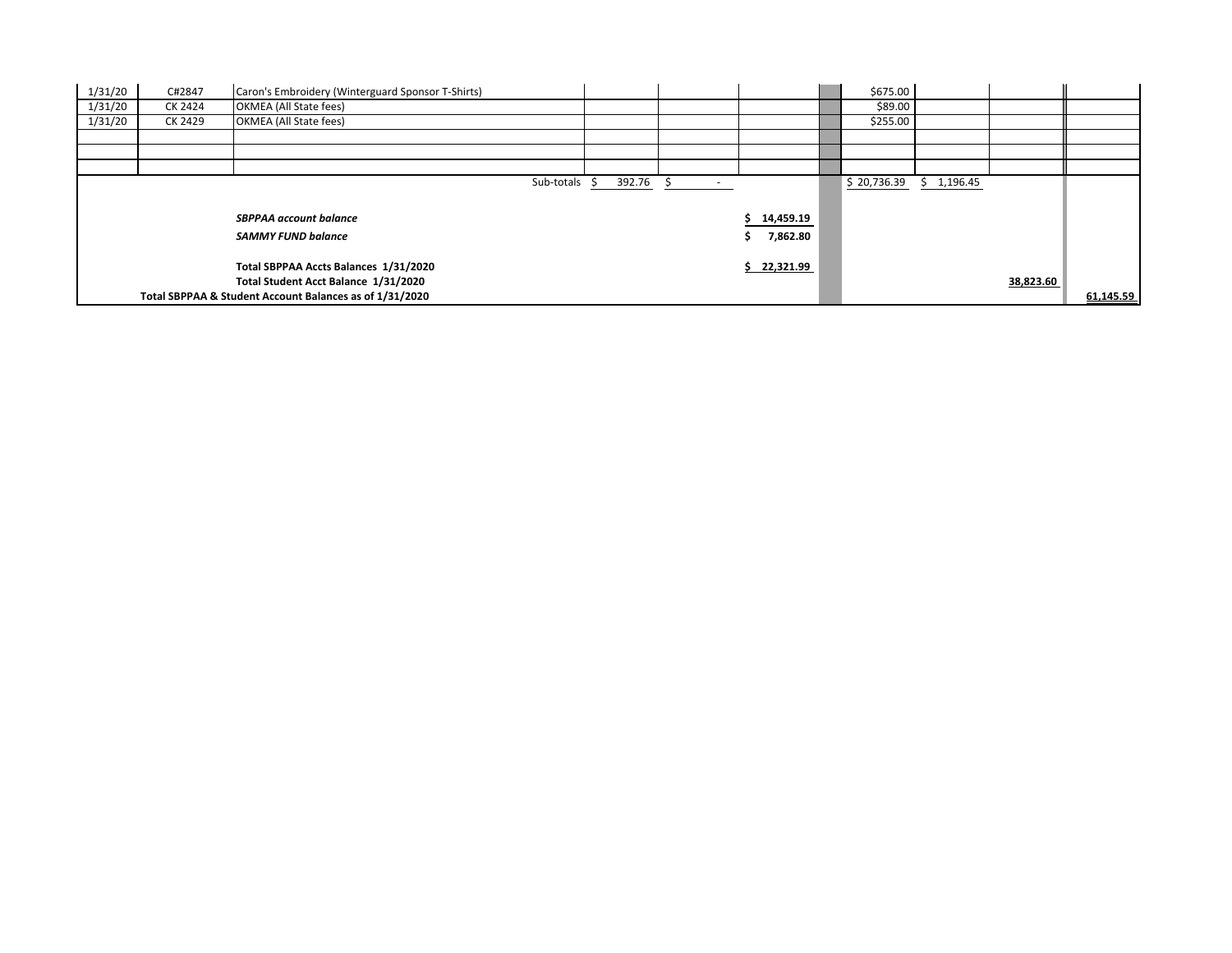| | | | | | | | | | | |
|---|---|---|---|---|---|---|---|---|---|---|
| 1/31/20 | C#2847 | Caron's Embroidery (Winterguard Sponsor T-Shirts) | | | | | $675.00 | | | |
| 1/31/20 | CK 2424 | OKMEA (All State fees) | | | | | $89.00 | | | |
| 1/31/20 | CK 2429 | OKMEA (All State fees) | | | | | $255.00 | | | |
| | | | | | | | | | | |
| | | | | | | | | | | |
| | | | | | | | | | | |
| | | Sub-totals | $ 392.76 | $ - | | | $ 20,736.39 | $ 1,196.45 | | |
| | | ***SBPPAA account balance*** | | | **$ 14,459.19** | | | | | |
| | | ***SAMMY FUND balance*** | | | **$ 7,862.80** | | | | | |
| | | **Total SBPPAA Accts Balances 1/31/2020** | | | **$ 22,321.99** | | | | | |
| | | **Total Student Acct Balance 1/31/2020** | | | | | | | **38,823.60** | |
| | | **Total SBPPAA & Student Account Balances as of 1/31/2020** | | | | | | | | **61,145.59** |